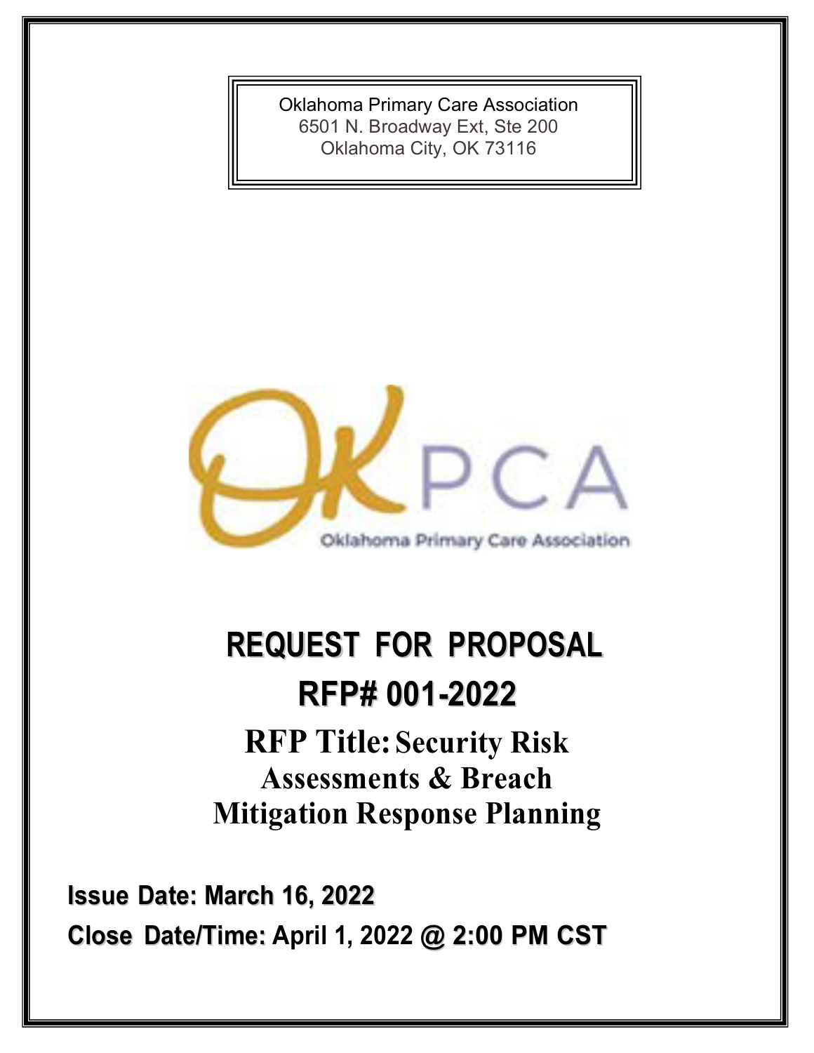Oklahoma Primary Care Association
6501 N. Broadway Ext, Ste 200
Oklahoma City, OK 73116

OKPCA
Oklahoma Primary Care Association

# REQUEST FOR PROPOSAL

# RFP# 001-2022

## RFP Title: Security Risk Assessments & Breach Mitigation Response Planning

**Issue Date: March 16, 2022**

**Close Date/Time: April 1, 2022 @ 2:00 PM CST**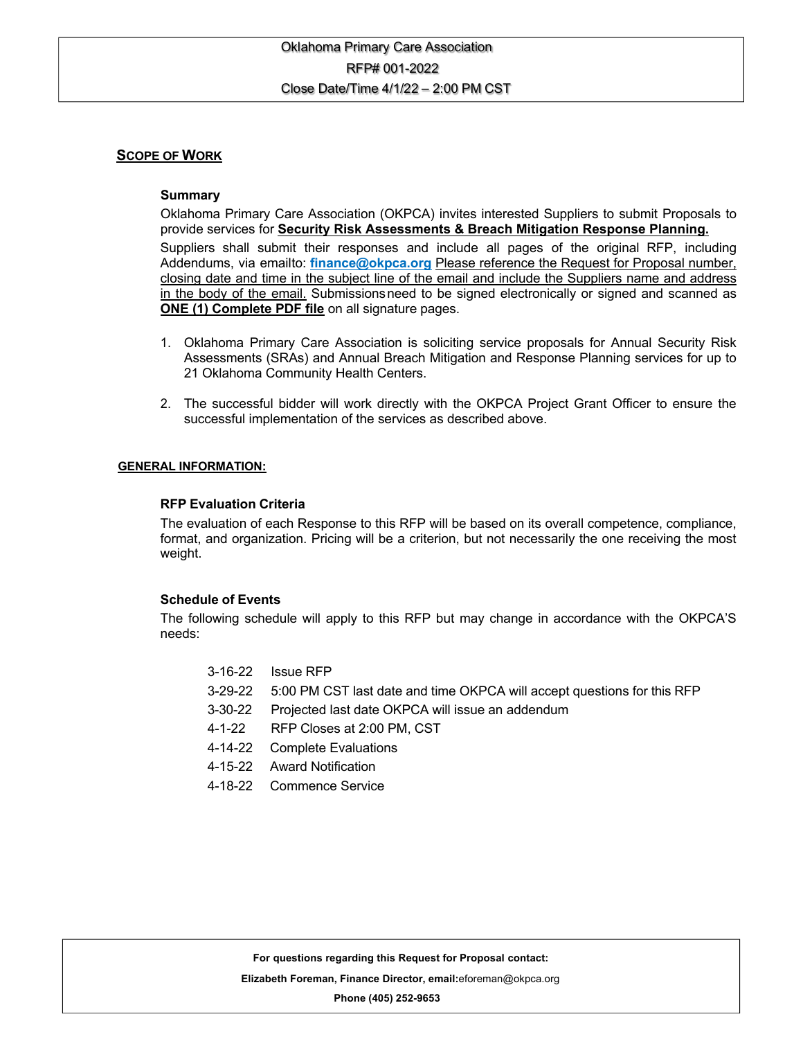Oklahoma Primary Care Association
RFP# 001-2022
Close Date/Time 4/1/22 – 2:00 PM CST

## Scope of Work

### Summary

Oklahoma Primary Care Association (OKPCA) invites interested Suppliers to submit Proposals to provide services for **Security Risk Assessments & Breach Mitigation Response Planning.**

Suppliers shall submit their responses and include all pages of the original RFP, including Addendums, via emailto: **finance@okpca.org** Please reference the Request for Proposal number, closing date and time in the subject line of the email and include the Suppliers name and address in the body of the email. Submissions need to be signed electronically or signed and scanned as **ONE (1) Complete PDF file** on all signature pages.

1. Oklahoma Primary Care Association is soliciting service proposals for Annual Security Risk Assessments (SRAs) and Annual Breach Mitigation and Response Planning services for up to 21 Oklahoma Community Health Centers.
2. The successful bidder will work directly with the OKPCA Project Grant Officer to ensure the successful implementation of the services as described above.

## GENERAL INFORMATION:

### RFP Evaluation Criteria

The evaluation of each Response to this RFP will be based on its overall competence, compliance, format, and organization. Pricing will be a criterion, but not necessarily the one receiving the most weight.

### Schedule of Events

The following schedule will apply to this RFP but may change in accordance with the OKPCA'S needs:

- 3-16-22 Issue RFP
- 3-29-22 5:00 PM CST last date and time OKPCA will accept questions for this RFP
- 3-30-22 Projected last date OKPCA will issue an addendum
- 4-1-22 RFP Closes at 2:00 PM, CST
- 4-14-22 Complete Evaluations
- 4-15-22 Award Notification
- 4-18-22 Commence Service

**For questions regarding this Request for Proposal contact:**

**Elizabeth Foreman, Finance Director, email:** eforeman@okpca.org

**Phone (405) 252-9653**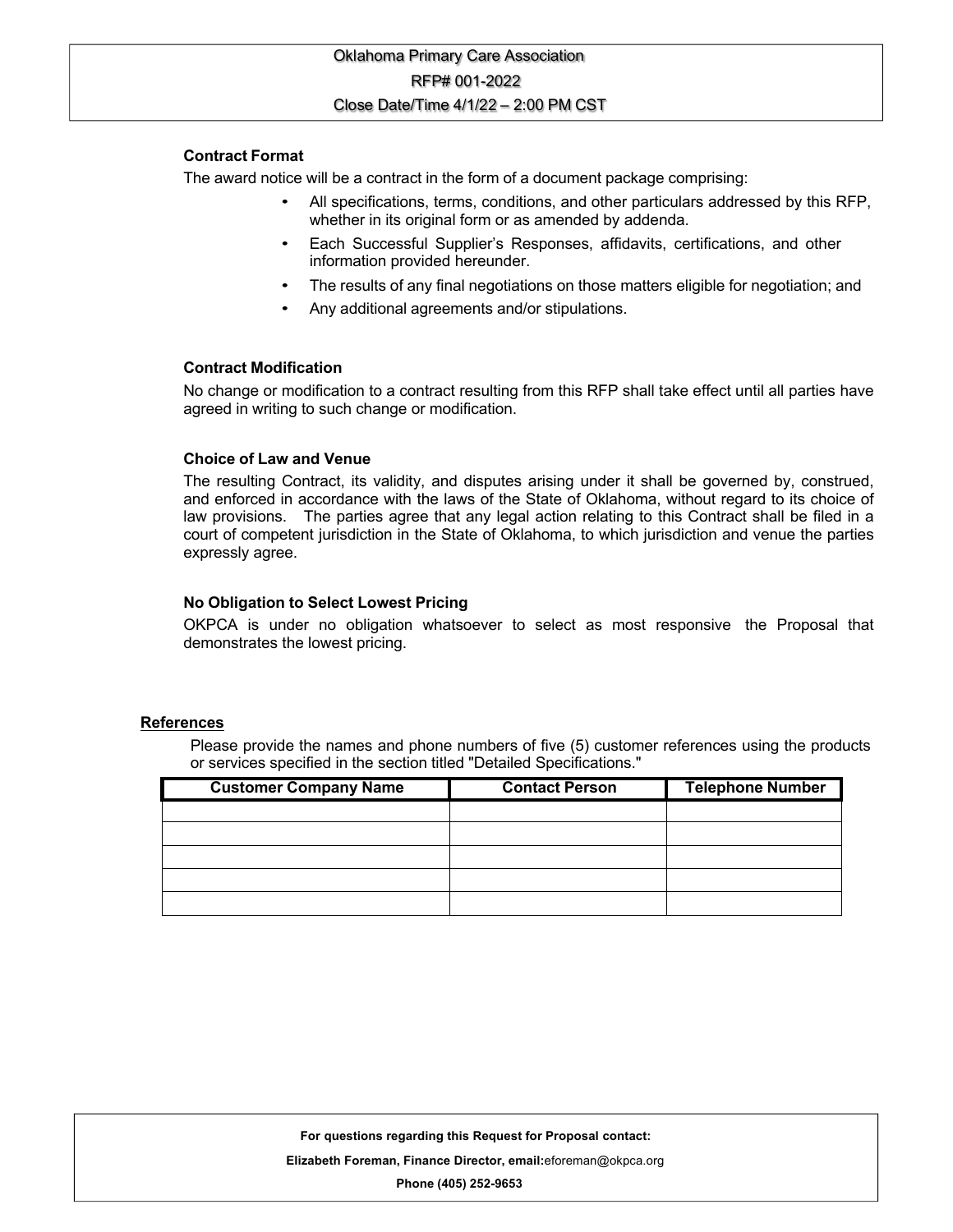### Contract Format

The award notice will be a contract in the form of a document package comprising:

- All specifications, terms, conditions, and other particulars addressed by this RFP, whether in its original form or as amended by addenda.
- Each Successful Supplier's Responses, affidavits, certifications, and other information provided hereunder.
- The results of any final negotiations on those matters eligible for negotiation; and
- Any additional agreements and/or stipulations.

### Contract Modification

No change or modification to a contract resulting from this RFP shall take effect until all parties have agreed in writing to such change or modification.

### Choice of Law and Venue

The resulting Contract, its validity, and disputes arising under it shall be governed by, construed, and enforced in accordance with the laws of the State of Oklahoma, without regard to its choice of law provisions. The parties agree that any legal action relating to this Contract shall be filed in a court of competent jurisdiction in the State of Oklahoma, to which jurisdiction and venue the parties expressly agree.

### No Obligation to Select Lowest Pricing

OKPCA is under no obligation whatsoever to select as most responsive the Proposal that demonstrates the lowest pricing.

## References

Please provide the names and phone numbers of five (5) customer references using the products or services specified in the section titled "Detailed Specifications."

| Customer Company Name | Contact Person | Telephone Number |
|---|---|---|
| | | |
| | | |
| | | |
| | | |
| | | |

**For questions regarding this Request for Proposal contact:**

**Elizabeth Foreman, Finance Director, email:** eforeman@okpca.org

**Phone (405) 252-9653**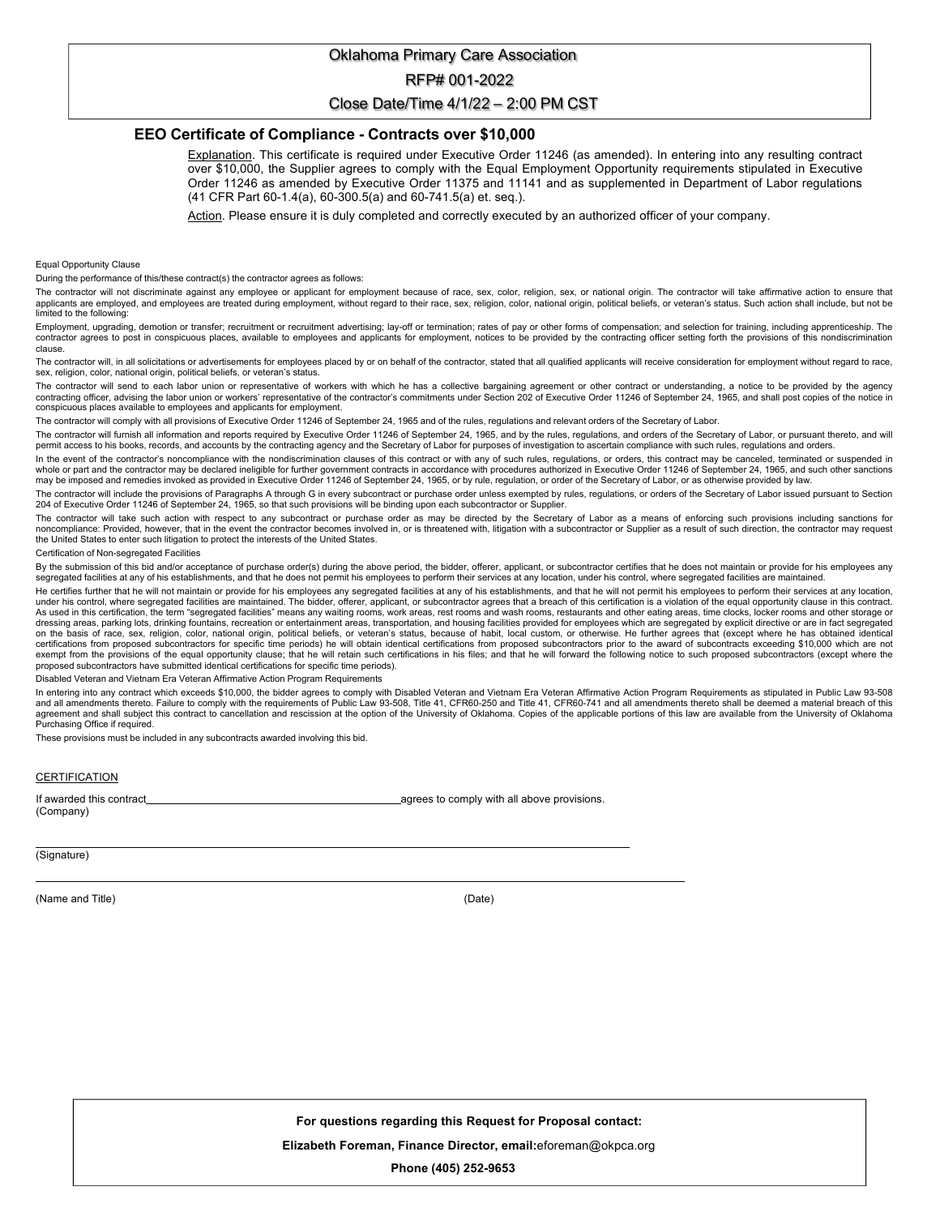Oklahoma Primary Care Association

RFP# 001-2022

Close Date/Time 4/1/22 – 2:00 PM CST

## EEO Certificate of Compliance - Contracts over $10,000

Explanation. This certificate is required under Executive Order 11246 (as amended). In entering into any resulting contract over $10,000, the Supplier agrees to comply with the Equal Employment Opportunity requirements stipulated in Executive Order 11246 as amended by Executive Order 11375 and 11141 and as supplemented in Department of Labor regulations (41 CFR Part 60-1.4(a), 60-300.5(a) and 60-741.5(a) et. seq.).

Action. Please ensure it is duly completed and correctly executed by an authorized officer of your company.

Equal Opportunity Clause

During the performance of this/these contract(s) the contractor agrees as follows:

The contractor will not discriminate against any employee or applicant for employment because of race, sex, color, religion, sex, or national origin. The contractor will take affirmative action to ensure that applicants are employed, and employees are treated during employment, without regard to their race, sex, religion, color, national origin, political beliefs, or veteran's status. Such action shall include, but not be limited to the following:

Employment, upgrading, demotion or transfer; recruitment or recruitment advertising; lay-off or termination; rates of pay or other forms of compensation; and selection for training, including apprenticeship. The contractor agrees to post in conspicuous places, available to employees and applicants for employment, notices to be provided by the contracting officer setting forth the provisions of this nondiscrimination clause.

The contractor will, in all solicitations or advertisements for employees placed by or on behalf of the contractor, stated that all qualified applicants will receive consideration for employment without regard to race, sex, religion, color, national origin, political beliefs, or veteran's status.

The contractor will send to each labor union or representative of workers with which he has a collective bargaining agreement or other contract or understanding, a notice to be provided by the agency contracting officer, advising the labor union or workers' representative of the contractor's commitments under Section 202 of Executive Order 11246 of September 24, 1965, and shall post copies of the notice in conspicuous places available to employees and applicants for employment.

The contractor will comply with all provisions of Executive Order 11246 of September 24, 1965 and of the rules, regulations and relevant orders of the Secretary of Labor.

The contractor will furnish all information and reports required by Executive Order 11246 of September 24, 1965, and by the rules, regulations, and orders of the Secretary of Labor, or pursuant thereto, and will permit access to his books, records, and accounts by the contracting agency and the Secretary of Labor for purposes of investigation to ascertain compliance with such rules, regulations and orders.

In the event of the contractor's noncompliance with the nondiscrimination clauses of this contract or with any of such rules, regulations, or orders, this contract may be canceled, terminated or suspended in whole or part and the contractor may be declared ineligible for further government contracts in accordance with procedures authorized in Executive Order 11246 of September 24, 1965, and such other sanctions may be imposed and remedies invoked as provided in Executive Order 11246 of September 24, 1965, or by rule, regulation, or order of the Secretary of Labor, or as otherwise provided by law.

The contractor will include the provisions of Paragraphs A through G in every subcontract or purchase order unless exempted by rules, regulations, or orders of the Secretary of Labor issued pursuant to Section 204 of Executive Order 11246 of September 24, 1965, so that such provisions will be binding upon each subcontractor or Supplier.

The contractor will take such action with respect to any subcontract or purchase order as may be directed by the Secretary of Labor as a means of enforcing such provisions including sanctions for noncompliance: Provided, however, that in the event the contractor becomes involved in, or is threatened with, litigation with a subcontractor or Supplier as a result of such direction, the contractor may request the United States to enter such litigation to protect the interests of the United States.

Certification of Non-segregated Facilities

By the submission of this bid and/or acceptance of purchase order(s) during the above period, the bidder, offerer, applicant, or subcontractor certifies that he does not maintain or provide for his employees any segregated facilities at any of his establishments, and that he does not permit his employees to perform their services at any location, under his control, where segregated facilities are maintained.

He certifies further that he will not maintain or provide for his employees any segregated facilities at any of his establishments, and that he will not permit his employees to perform their services at any location, under his control, where segregated facilities are maintained. The bidder, offerer, applicant, or subcontractor agrees that a breach of this certification is a violation of the equal opportunity clause in this contract. As used in this certification, the term "segregated facilities" means any waiting rooms, work areas, rest rooms and wash rooms, restaurants and other eating areas, time clocks, locker rooms and other storage or dressing areas, parking lots, drinking fountains, recreation or entertainment areas, transportation, and housing facilities provided for employees which are segregated by explicit directive or are in fact segregated on the basis of race, sex, religion, color, national origin, political beliefs, or veteran's status, because of habit, local custom, or otherwise. He further agrees that (except where he has obtained identical certifications from proposed subcontractors for specific time periods) he will obtain identical certifications from proposed subcontractors prior to the award of subcontracts exceeding $10,000 which are not exempt from the provisions of the equal opportunity clause; that he will retain such certifications in his files; and that he will forward the following notice to such proposed subcontractors (except where the proposed subcontractors have submitted identical certifications for specific time periods).

Disabled Veteran and Vietnam Era Veteran Affirmative Action Program Requirements

In entering into any contract which exceeds $10,000, the bidder agrees to comply with Disabled Veteran and Vietnam Era Veteran Affirmative Action Program Requirements as stipulated in Public Law 93-508 and all amendments thereto. Failure to comply with the requirements of Public Law 93-508, Title 41, CFR60-250 and Title 41, CFR60-741 and all amendments thereto shall be deemed a material breach of this agreement and shall subject this contract to cancellation and rescission at the option of the University of Oklahoma. Copies of the applicable portions of this law are available from the University of Oklahoma Purchasing Office if required.

These provisions must be included in any subcontracts awarded involving this bid.

CERTIFICATION

If awarded this contract\_\_\_\_\_\_\_\_\_\_\_\_\_\_\_\_\_\_\_\_\_\_\_\_\_\_\_\_\_\_\_\_\_\_\_\_\_\_\_\_agrees to comply with all above provisions.
(Company)

\_\_\_\_\_\_\_\_\_\_\_\_\_\_\_\_\_\_\_\_\_\_\_\_\_\_\_\_\_\_\_\_\_\_\_\_\_\_\_\_\_\_\_\_\_\_\_\_\_\_\_\_\_\_\_\_\_\_\_\_\_\_\_\_
(Signature)

\_\_\_\_\_\_\_\_\_\_\_\_\_\_\_\_\_\_\_\_\_\_\_\_\_\_\_\_\_\_\_\_\_\_\_\_\_\_\_\_\_\_\_\_\_\_\_\_\_\_\_\_\_\_\_\_\_\_\_\_\_\_\_\_\_\_\_\_\_\_
(Name and Title) (Date)

**For questions regarding this Request for Proposal contact:**

**Elizabeth Foreman, Finance Director, email:**eforeman@okpca.org

**Phone (405) 252-9653**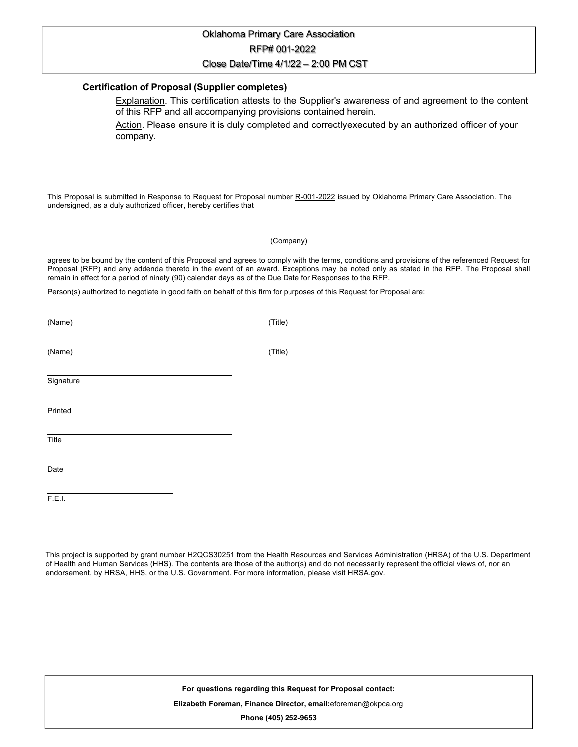Oklahoma Primary Care Association

RFP# 001-2022

Close Date/Time 4/1/22 – 2:00 PM CST

**Certification of Proposal (Supplier completes)**

Explanation. This certification attests to the Supplier's awareness of and agreement to the content of this RFP and all accompanying provisions contained herein.

Action. Please ensure it is duly completed and correctlyexecuted by an authorized officer of your company.

This Proposal is submitted in Response to Request for Proposal number R-001-2022 issued by Oklahoma Primary Care Association. The undersigned, as a duly authorized officer, hereby certifies that

\_\_\_\_\_\_\_\_\_\_\_\_\_\_\_\_\_\_\_\_\_\_\_\_\_\_\_\_\_\_\_\_\_\_\_\_\_\_\_\_

(Company)

agrees to be bound by the content of this Proposal and agrees to comply with the terms, conditions and provisions of the referenced Request for Proposal (RFP) and any addenda thereto in the event of an award. Exceptions may be noted only as stated in the RFP. The Proposal shall remain in effect for a period of ninety (90) calendar days as of the Due Date for Responses to the RFP.

Person(s) authorized to negotiate in good faith on behalf of this firm for purposes of this Request for Proposal are:

\_\_\_\_\_\_\_\_\_\_\_\_\_\_\_\_\_\_\_\_\_\_\_\_\_\_\_\_\_\_\_\_\_\_\_\_\_\_\_\_

(Name) (Title)

\_\_\_\_\_\_\_\_\_\_\_\_\_\_\_\_\_\_\_\_\_\_\_\_\_\_\_\_\_\_\_\_\_\_\_\_\_\_\_\_

(Name) (Title)

\_\_\_\_\_\_\_\_\_\_\_\_\_\_\_\_\_\_\_\_\_\_\_\_\_\_\_\_\_\_

Signature

\_\_\_\_\_\_\_\_\_\_\_\_\_\_\_\_\_\_\_\_\_\_\_\_\_\_\_\_\_\_

Printed

\_\_\_\_\_\_\_\_\_\_\_\_\_\_\_\_\_\_\_\_\_\_\_\_\_\_\_\_\_\_

Title

\_\_\_\_\_\_\_\_\_\_\_\_\_\_\_\_\_\_\_\_\_\_\_\_

Date

\_\_\_\_\_\_\_\_\_\_\_\_\_\_\_\_\_\_\_\_\_\_\_\_

F.E.I.

This project is supported by grant number H2QCS30251 from the Health Resources and Services Administration (HRSA) of the U.S. Department of Health and Human Services (HHS). The contents are those of the author(s) and do not necessarily represent the official views of, nor an endorsement, by HRSA, HHS, or the U.S. Government. For more information, please visit HRSA.gov.

**For questions regarding this Request for Proposal contact:**

**Elizabeth Foreman, Finance Director, email:**eforeman@okpca.org

**Phone (405) 252-9653**